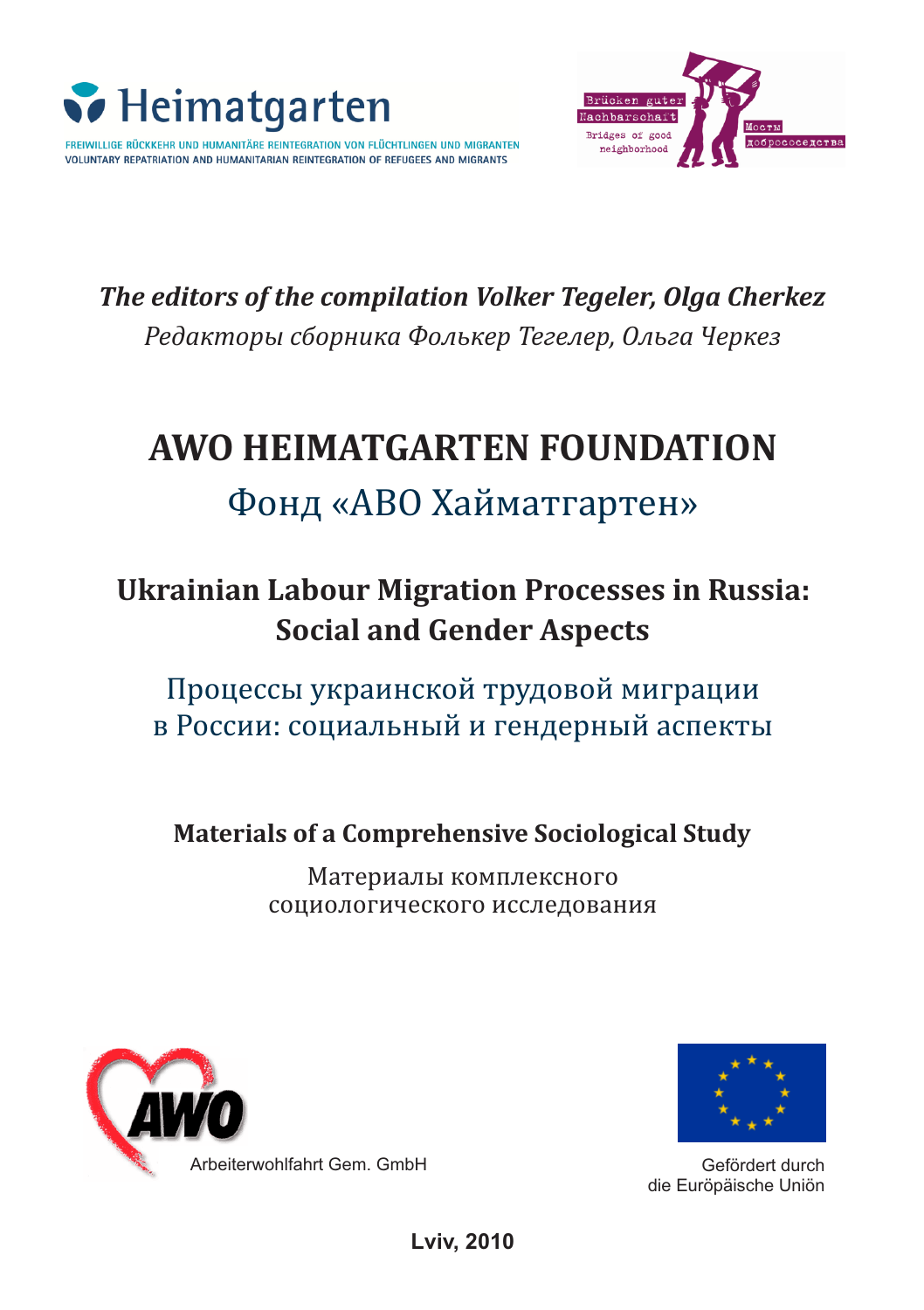Heimatgarten

FREIWILLIGE RÜCKKEHR UND HUMANITÄRE REINTEGRATION VON FLÜCHTLINGEN UND MIGRANTEN
VOLUNTARY REPATRIATION AND HUMANITARIAN REINTEGRATION OF REFUGEES AND MIGRANTS

Brücken guter Nachbarschaft
Bridges of good neighborhood
Мосты добрососедства

*The editors of the compilation Volker Tegeler, Olga Cherkez*

*Редакторы сборника Фолькер Тегелер, Ольга Черкез*

# AWO HEIMATGARTEN FOUNDATION

# Фонд «АВО Хайматгартен»

## Ukrainian Labour Migration Processes in Russia: Social and Gender Aspects

## Процессы украинской трудовой миграции в России: социальный и гендерный аспекты

### Materials of a Comprehensive Sociological Study

### Материалы комплексного социологического исследования

AWO
Arbeiterwohlfahrt Gem. GmbH

Gefördert durch
die Europäische Union

**Lviv, 2010**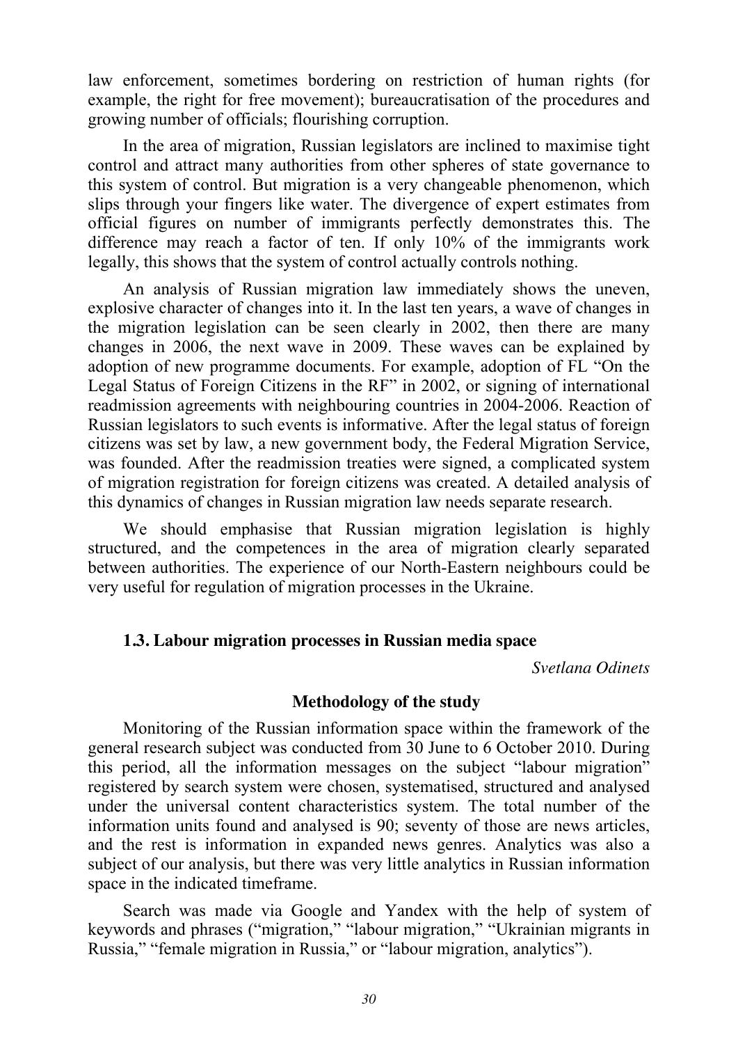law enforcement, sometimes bordering on restriction of human rights (for example, the right for free movement); bureaucratisation of the procedures and growing number of officials; flourishing corruption.

In the area of migration, Russian legislators are inclined to maximise tight control and attract many authorities from other spheres of state governance to this system of control. But migration is a very changeable phenomenon, which slips through your fingers like water. The divergence of expert estimates from official figures on number of immigrants perfectly demonstrates this. The difference may reach a factor of ten. If only 10% of the immigrants work legally, this shows that the system of control actually controls nothing.

An analysis of Russian migration law immediately shows the uneven, explosive character of changes into it. In the last ten years, a wave of changes in the migration legislation can be seen clearly in 2002, then there are many changes in 2006, the next wave in 2009. These waves can be explained by adoption of new programme documents. For example, adoption of FL "On the Legal Status of Foreign Citizens in the RF" in 2002, or signing of international readmission agreements with neighbouring countries in 2004-2006. Reaction of Russian legislators to such events is informative. After the legal status of foreign citizens was set by law, a new government body, the Federal Migration Service, was founded. After the readmission treaties were signed, a complicated system of migration registration for foreign citizens was created. A detailed analysis of this dynamics of changes in Russian migration law needs separate research.

We should emphasise that Russian migration legislation is highly structured, and the competences in the area of migration clearly separated between authorities. The experience of our North-Eastern neighbours could be very useful for regulation of migration processes in the Ukraine.

### 1.3. Labour migration processes in Russian media space

*Svetlana Odinets*

#### Methodology of the study

Monitoring of the Russian information space within the framework of the general research subject was conducted from 30 June to 6 October 2010. During this period, all the information messages on the subject "labour migration" registered by search system were chosen, systematised, structured and analysed under the universal content characteristics system. The total number of the information units found and analysed is 90; seventy of those are news articles, and the rest is information in expanded news genres. Analytics was also a subject of our analysis, but there was very little analytics in Russian information space in the indicated timeframe.

Search was made via Google and Yandex with the help of system of keywords and phrases ("migration," "labour migration," "Ukrainian migrants in Russia," "female migration in Russia," or "labour migration, analytics").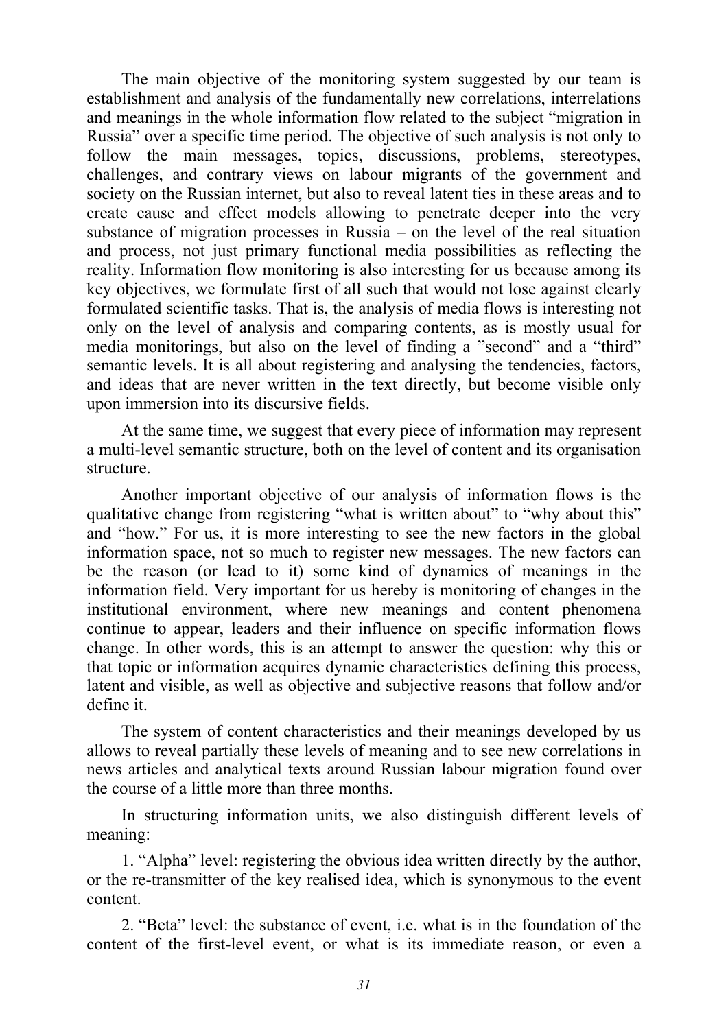The main objective of the monitoring system suggested by our team is establishment and analysis of the fundamentally new correlations, interrelations and meanings in the whole information flow related to the subject "migration in Russia" over a specific time period. The objective of such analysis is not only to follow the main messages, topics, discussions, problems, stereotypes, challenges, and contrary views on labour migrants of the government and society on the Russian internet, but also to reveal latent ties in these areas and to create cause and effect models allowing to penetrate deeper into the very substance of migration processes in Russia – on the level of the real situation and process, not just primary functional media possibilities as reflecting the reality. Information flow monitoring is also interesting for us because among its key objectives, we formulate first of all such that would not lose against clearly formulated scientific tasks. That is, the analysis of media flows is interesting not only on the level of analysis and comparing contents, as is mostly usual for media monitorings, but also on the level of finding a "second" and a "third" semantic levels. It is all about registering and analysing the tendencies, factors, and ideas that are never written in the text directly, but become visible only upon immersion into its discursive fields.

At the same time, we suggest that every piece of information may represent a multi-level semantic structure, both on the level of content and its organisation structure.

Another important objective of our analysis of information flows is the qualitative change from registering "what is written about" to "why about this" and "how." For us, it is more interesting to see the new factors in the global information space, not so much to register new messages. The new factors can be the reason (or lead to it) some kind of dynamics of meanings in the information field. Very important for us hereby is monitoring of changes in the institutional environment, where new meanings and content phenomena continue to appear, leaders and their influence on specific information flows change. In other words, this is an attempt to answer the question: why this or that topic or information acquires dynamic characteristics defining this process, latent and visible, as well as objective and subjective reasons that follow and/or define it.

The system of content characteristics and their meanings developed by us allows to reveal partially these levels of meaning and to see new correlations in news articles and analytical texts around Russian labour migration found over the course of a little more than three months.

In structuring information units, we also distinguish different levels of meaning:

1. "Alpha" level: registering the obvious idea written directly by the author, or the re-transmitter of the key realised idea, which is synonymous to the event content.

2. "Beta" level: the substance of event, i.e. what is in the foundation of the content of the first-level event, or what is its immediate reason, or even a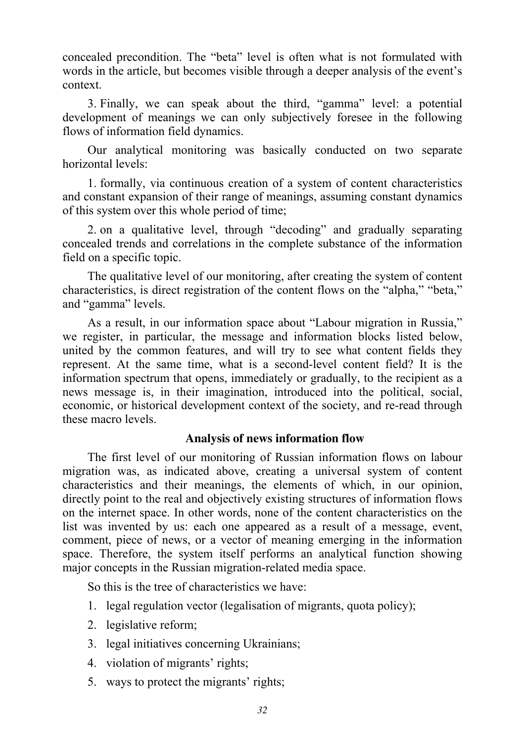concealed precondition. The "beta" level is often what is not formulated with words in the article, but becomes visible through a deeper analysis of the event's context.

3. Finally, we can speak about the third, "gamma" level: a potential development of meanings we can only subjectively foresee in the following flows of information field dynamics.

Our analytical monitoring was basically conducted on two separate horizontal levels:

1. formally, via continuous creation of a system of content characteristics and constant expansion of their range of meanings, assuming constant dynamics of this system over this whole period of time;

2. on a qualitative level, through "decoding" and gradually separating concealed trends and correlations in the complete substance of the information field on a specific topic.

The qualitative level of our monitoring, after creating the system of content characteristics, is direct registration of the content flows on the "alpha," "beta," and "gamma" levels.

As a result, in our information space about "Labour migration in Russia," we register, in particular, the message and information blocks listed below, united by the common features, and will try to see what content fields they represent. At the same time, what is a second-level content field? It is the information spectrum that opens, immediately or gradually, to the recipient as a news message is, in their imagination, introduced into the political, social, economic, or historical development context of the society, and re-read through these macro levels.

### Analysis of news information flow

The first level of our monitoring of Russian information flows on labour migration was, as indicated above, creating a universal system of content characteristics and their meanings, the elements of which, in our opinion, directly point to the real and objectively existing structures of information flows on the internet space. In other words, none of the content characteristics on the list was invented by us: each one appeared as a result of a message, event, comment, piece of news, or a vector of meaning emerging in the information space. Therefore, the system itself performs an analytical function showing major concepts in the Russian migration-related media space.

So this is the tree of characteristics we have:

1. legal regulation vector (legalisation of migrants, quota policy);
2. legislative reform;
3. legal initiatives concerning Ukrainians;
4. violation of migrants' rights;
5. ways to protect the migrants' rights;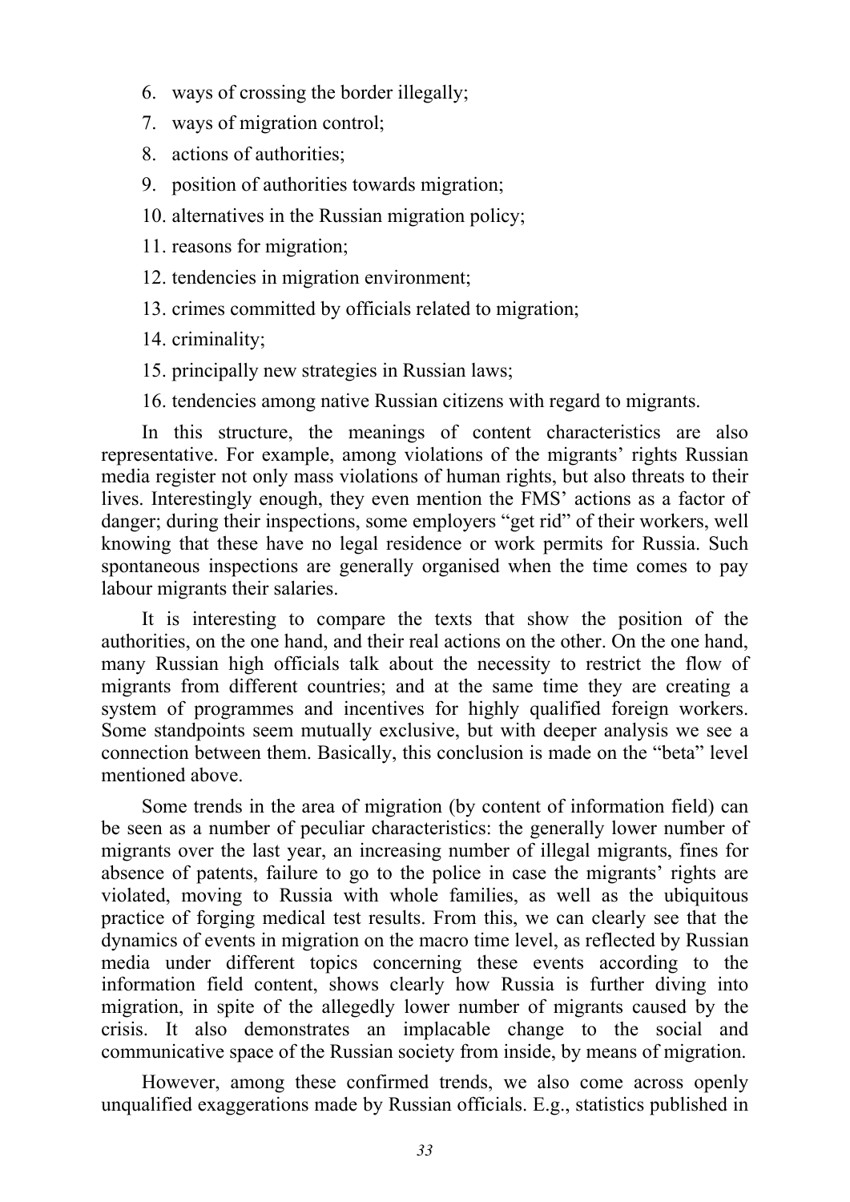6. ways of crossing the border illegally;
7. ways of migration control;
8. actions of authorities;
9. position of authorities towards migration;
10. alternatives in the Russian migration policy;
11. reasons for migration;
12. tendencies in migration environment;
13. crimes committed by officials related to migration;
14. criminality;
15. principally new strategies in Russian laws;
16. tendencies among native Russian citizens with regard to migrants.

In this structure, the meanings of content characteristics are also representative. For example, among violations of the migrants' rights Russian media register not only mass violations of human rights, but also threats to their lives. Interestingly enough, they even mention the FMS' actions as a factor of danger; during their inspections, some employers "get rid" of their workers, well knowing that these have no legal residence or work permits for Russia. Such spontaneous inspections are generally organised when the time comes to pay labour migrants their salaries.

It is interesting to compare the texts that show the position of the authorities, on the one hand, and their real actions on the other. On the one hand, many Russian high officials talk about the necessity to restrict the flow of migrants from different countries; and at the same time they are creating a system of programmes and incentives for highly qualified foreign workers. Some standpoints seem mutually exclusive, but with deeper analysis we see a connection between them. Basically, this conclusion is made on the "beta" level mentioned above.

Some trends in the area of migration (by content of information field) can be seen as a number of peculiar characteristics: the generally lower number of migrants over the last year, an increasing number of illegal migrants, fines for absence of patents, failure to go to the police in case the migrants' rights are violated, moving to Russia with whole families, as well as the ubiquitous practice of forging medical test results. From this, we can clearly see that the dynamics of events in migration on the macro time level, as reflected by Russian media under different topics concerning these events according to the information field content, shows clearly how Russia is further diving into migration, in spite of the allegedly lower number of migrants caused by the crisis. It also demonstrates an implacable change to the social and communicative space of the Russian society from inside, by means of migration.

However, among these confirmed trends, we also come across openly unqualified exaggerations made by Russian officials. E.g., statistics published in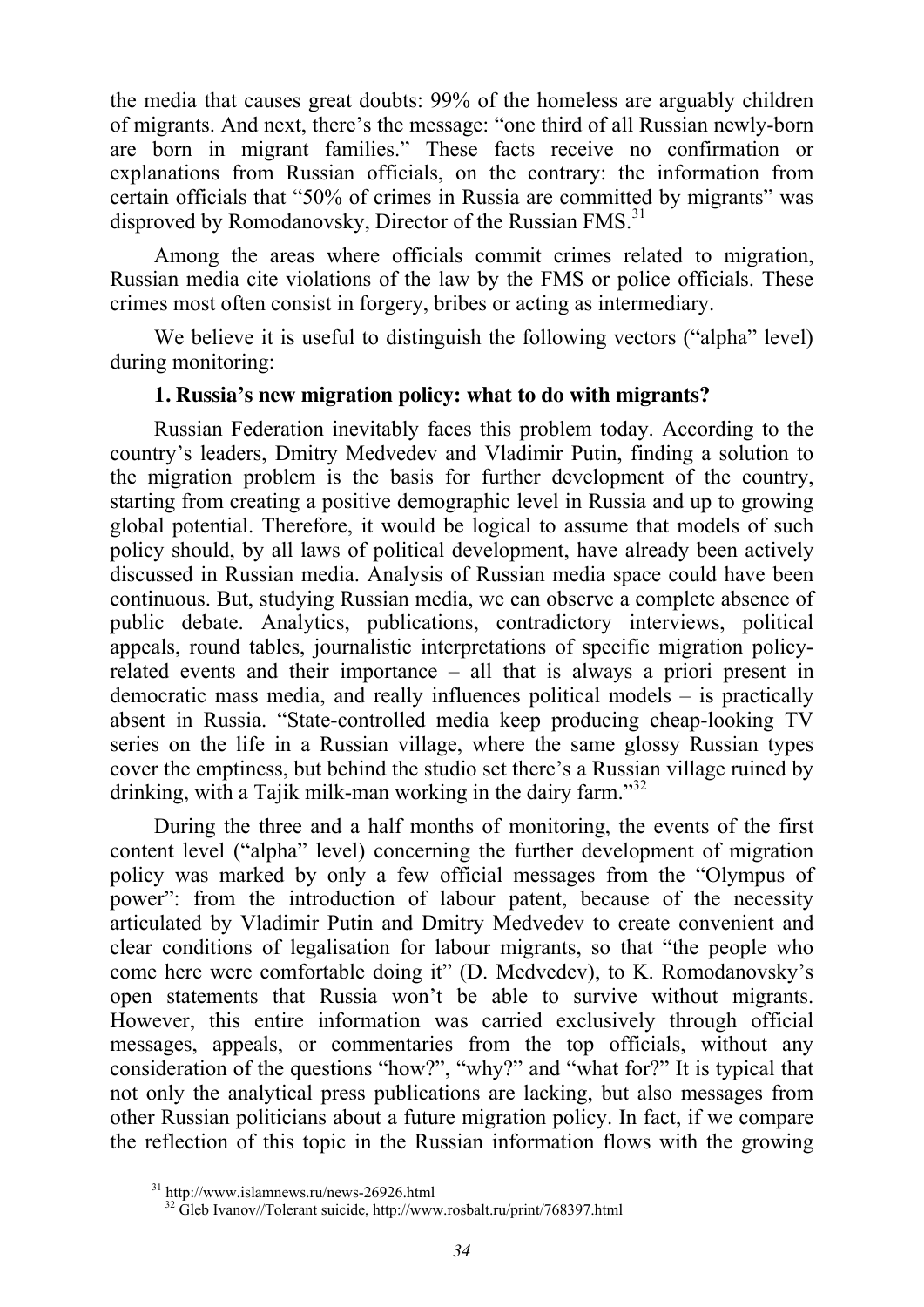the media that causes great doubts: 99% of the homeless are arguably children of migrants. And next, there's the message: "one third of all Russian newly-born are born in migrant families." These facts receive no confirmation or explanations from Russian officials, on the contrary: the information from certain officials that "50% of crimes in Russia are committed by migrants" was disproved by Romodanovsky, Director of the Russian FMS.[31]

Among the areas where officials commit crimes related to migration, Russian media cite violations of the law by the FMS or police officials. These crimes most often consist in forgery, bribes or acting as intermediary.

We believe it is useful to distinguish the following vectors ("alpha" level) during monitoring:

**1. Russia's new migration policy: what to do with migrants?**

Russian Federation inevitably faces this problem today. According to the country's leaders, Dmitry Medvedev and Vladimir Putin, finding a solution to the migration problem is the basis for further development of the country, starting from creating a positive demographic level in Russia and up to growing global potential. Therefore, it would be logical to assume that models of such policy should, by all laws of political development, have already been actively discussed in Russian media. Analysis of Russian media space could have been continuous. But, studying Russian media, we can observe a complete absence of public debate. Analytics, publications, contradictory interviews, political appeals, round tables, journalistic interpretations of specific migration policy-related events and their importance – all that is always a priori present in democratic mass media, and really influences political models – is practically absent in Russia. "State-controlled media keep producing cheap-looking TV series on the life in a Russian village, where the same glossy Russian types cover the emptiness, but behind the studio set there's a Russian village ruined by drinking, with a Tajik milk-man working in the dairy farm."[32]

During the three and a half months of monitoring, the events of the first content level ("alpha" level) concerning the further development of migration policy was marked by only a few official messages from the "Olympus of power": from the introduction of labour patent, because of the necessity articulated by Vladimir Putin and Dmitry Medvedev to create convenient and clear conditions of legalisation for labour migrants, so that "the people who come here were comfortable doing it" (D. Medvedev), to K. Romodanovsky's open statements that Russia won't be able to survive without migrants. However, this entire information was carried exclusively through official messages, appeals, or commentaries from the top officials, without any consideration of the questions "how?", "why?" and "what for?" It is typical that not only the analytical press publications are lacking, but also messages from other Russian politicians about a future migration policy. In fact, if we compare the reflection of this topic in the Russian information flows with the growing

---

[31] http://www.islamnews.ru/news-26926.html

[32] Gleb Ivanov//Tolerant suicide, http://www.rosbalt.ru/print/768397.html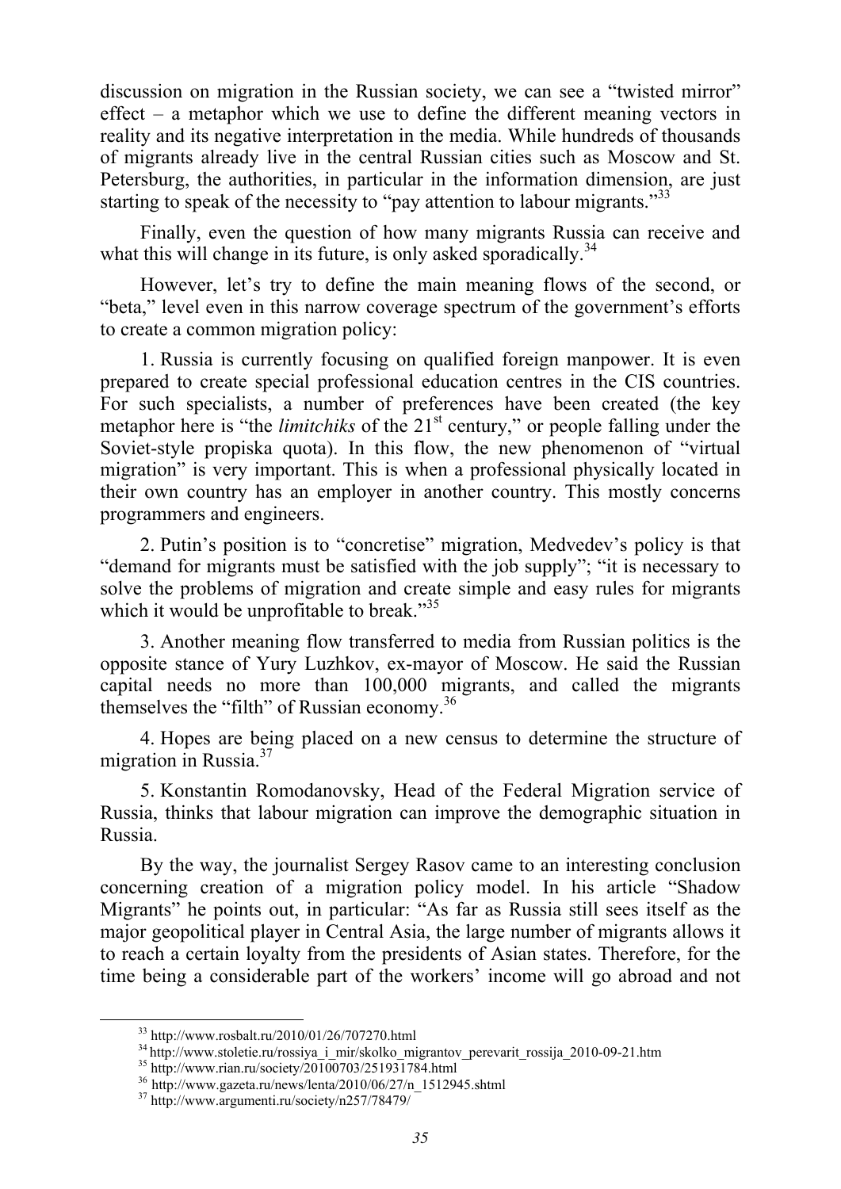discussion on migration in the Russian society, we can see a "twisted mirror" effect – a metaphor which we use to define the different meaning vectors in reality and its negative interpretation in the media. While hundreds of thousands of migrants already live in the central Russian cities such as Moscow and St. Petersburg, the authorities, in particular in the information dimension, are just starting to speak of the necessity to "pay attention to labour migrants."[33]

Finally, even the question of how many migrants Russia can receive and what this will change in its future, is only asked sporadically.[34]

However, let's try to define the main meaning flows of the second, or "beta," level even in this narrow coverage spectrum of the government's efforts to create a common migration policy:

1. Russia is currently focusing on qualified foreign manpower. It is even prepared to create special professional education centres in the CIS countries. For such specialists, a number of preferences have been created (the key metaphor here is "the *limitchiks* of the 21st century," or people falling under the Soviet-style propiska quota). In this flow, the new phenomenon of "virtual migration" is very important. This is when a professional physically located in their own country has an employer in another country. This mostly concerns programmers and engineers.

2. Putin's position is to "concretise" migration, Medvedev's policy is that "demand for migrants must be satisfied with the job supply"; "it is necessary to solve the problems of migration and create simple and easy rules for migrants which it would be unprofitable to break."[35]

3. Another meaning flow transferred to media from Russian politics is the opposite stance of Yury Luzhkov, ex-mayor of Moscow. He said the Russian capital needs no more than 100,000 migrants, and called the migrants themselves the "filth" of Russian economy.[36]

4. Hopes are being placed on a new census to determine the structure of migration in Russia.[37]

5. Konstantin Romodanovsky, Head of the Federal Migration service of Russia, thinks that labour migration can improve the demographic situation in Russia.

By the way, the journalist Sergey Rasov came to an interesting conclusion concerning creation of a migration policy model. In his article "Shadow Migrants" he points out, in particular: "As far as Russia still sees itself as the major geopolitical player in Central Asia, the large number of migrants allows it to reach a certain loyalty from the presidents of Asian states. Therefore, for the time being a considerable part of the workers' income will go abroad and not

---

[33] http://www.rosbalt.ru/2010/01/26/707270.html

[34] http://www.stoletie.ru/rossiya_i_mir/skolko_migrantov_perevarit_rossija_2010-09-21.htm

[35] http://www.rian.ru/society/20100703/251931784.html

[36] http://www.gazeta.ru/news/lenta/2010/06/27/n_1512945.shtml

[37] http://www.argumenti.ru/society/n257/78479/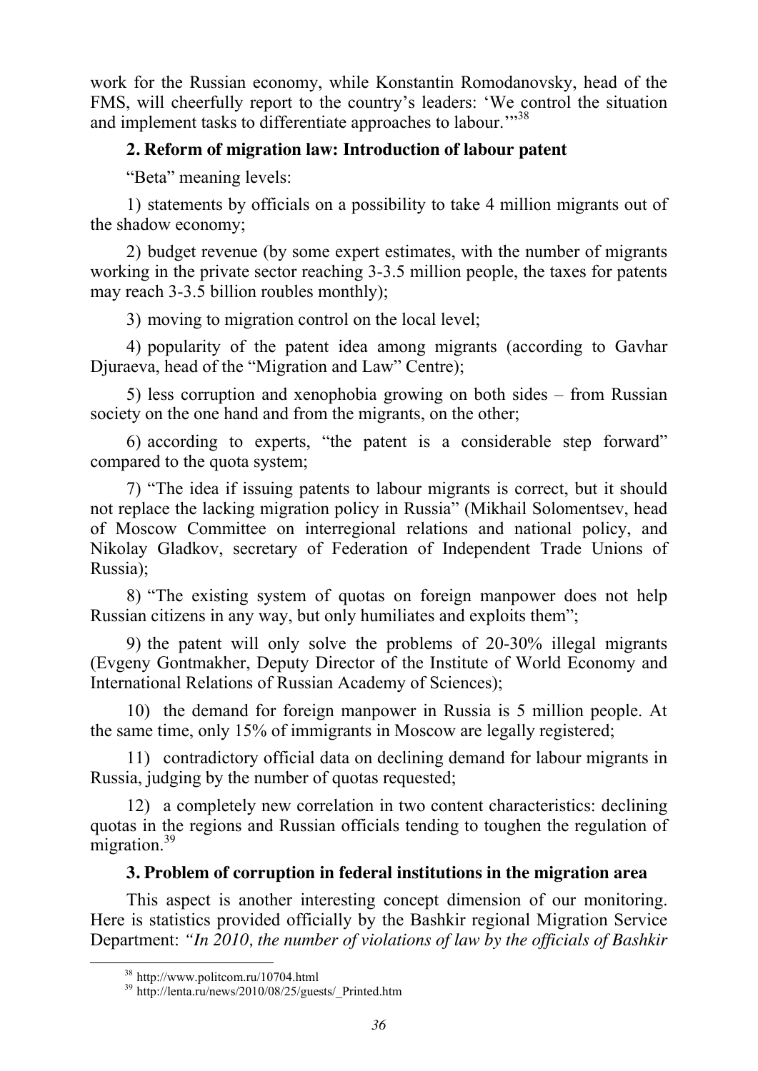work for the Russian economy, while Konstantin Romodanovsky, head of the FMS, will cheerfully report to the country's leaders: 'We control the situation and implement tasks to differentiate approaches to labour.'"[38]

### 2. Reform of migration law: Introduction of labour patent

"Beta" meaning levels:

1) statements by officials on a possibility to take 4 million migrants out of the shadow economy;

2) budget revenue (by some expert estimates, with the number of migrants working in the private sector reaching 3-3.5 million people, the taxes for patents may reach 3-3.5 billion roubles monthly);

3) moving to migration control on the local level;

4) popularity of the patent idea among migrants (according to Gavhar Djuraeva, head of the "Migration and Law" Centre);

5) less corruption and xenophobia growing on both sides – from Russian society on the one hand and from the migrants, on the other;

6) according to experts, "the patent is a considerable step forward" compared to the quota system;

7) "The idea if issuing patents to labour migrants is correct, but it should not replace the lacking migration policy in Russia" (Mikhail Solomentsev, head of Moscow Committee on interregional relations and national policy, and Nikolay Gladkov, secretary of Federation of Independent Trade Unions of Russia);

8) "The existing system of quotas on foreign manpower does not help Russian citizens in any way, but only humiliates and exploits them";

9) the patent will only solve the problems of 20-30% illegal migrants (Evgeny Gontmakher, Deputy Director of the Institute of World Economy and International Relations of Russian Academy of Sciences);

10) the demand for foreign manpower in Russia is 5 million people. At the same time, only 15% of immigrants in Moscow are legally registered;

11) contradictory official data on declining demand for labour migrants in Russia, judging by the number of quotas requested;

12) a completely new correlation in two content characteristics: declining quotas in the regions and Russian officials tending to toughen the regulation of migration.[39]

### 3. Problem of corruption in federal institutions in the migration area

This aspect is another interesting concept dimension of our monitoring. Here is statistics provided officially by the Bashkir regional Migration Service Department: *"In 2010, the number of violations of law by the officials of Bashkir*

[38] http://www.politcom.ru/10704.html

[39] http://lenta.ru/news/2010/08/25/guests/_Printed.htm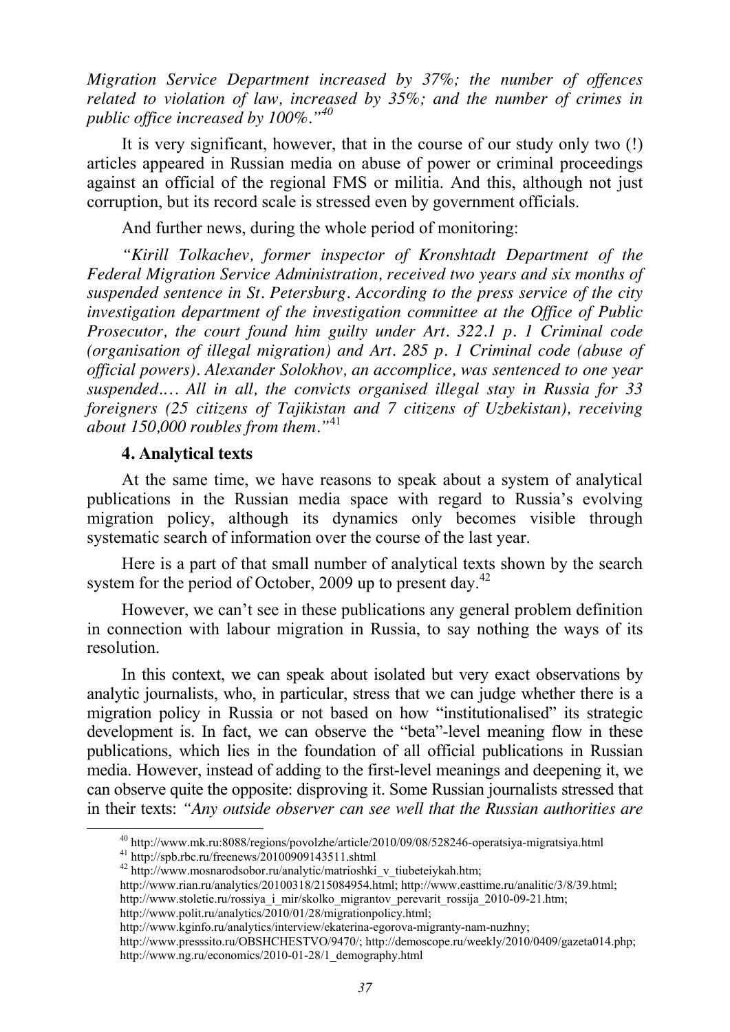*Migration Service Department increased by 37%; the number of offences related to violation of law, increased by 35%; and the number of crimes in public office increased by 100%."*[40]

It is very significant, however, that in the course of our study only two (!) articles appeared in Russian media on abuse of power or criminal proceedings against an official of the regional FMS or militia. And this, although not just corruption, but its record scale is stressed even by government officials.

And further news, during the whole period of monitoring:

*"Kirill Tolkachev, former inspector of Kronshtadt Department of the Federal Migration Service Administration, received two years and six months of suspended sentence in St. Petersburg. According to the press service of the city investigation department of the investigation committee at the Office of Public Prosecutor, the court found him guilty under Art. 322.1 p. 1 Criminal code (organisation of illegal migration) and Art. 285 p. 1 Criminal code (abuse of official powers). Alexander Solokhov, an accomplice, was sentenced to one year suspended.… All in all, the convicts organised illegal stay in Russia for 33 foreigners (25 citizens of Tajikistan and 7 citizens of Uzbekistan), receiving about 150,000 roubles from them."*[41]

### 4. Analytical texts

At the same time, we have reasons to speak about a system of analytical publications in the Russian media space with regard to Russia's evolving migration policy, although its dynamics only becomes visible through systematic search of information over the course of the last year.

Here is a part of that small number of analytical texts shown by the search system for the period of October, 2009 up to present day.[42]

However, we can't see in these publications any general problem definition in connection with labour migration in Russia, to say nothing the ways of its resolution.

In this context, we can speak about isolated but very exact observations by analytic journalists, who, in particular, stress that we can judge whether there is a migration policy in Russia or not based on how "institutionalised" its strategic development is. In fact, we can observe the "beta"-level meaning flow in these publications, which lies in the foundation of all official publications in Russian media. However, instead of adding to the first-level meanings and deepening it, we can observe quite the opposite: disproving it. Some Russian journalists stressed that in their texts: *"Any outside observer can see well that the Russian authorities are*

---

[40] http://www.mk.ru:8088/regions/povolzhe/article/2010/09/08/528246-operatsiya-migratsiya.html

[41] http://spb.rbc.ru/freenews/20100909143511.shtml

[42] http://www.mosnarodsobor.ru/analytic/matrioshki_v_tiubeteiykah.htm; http://www.rian.ru/analytics/20100318/215084954.html; http://www.easttime.ru/analitic/3/8/39.html; http://www.stoletie.ru/rossiya_i_mir/skolko_migrantov_perevarit_rossija_2010-09-21.htm; http://www.polit.ru/analytics/2010/01/28/migrationpolicy.html; http://www.kginfo.ru/analytics/interview/ekaterina-egorova-migranty-nam-nuzhny; http://www.presssito.ru/OBSHCHESTVO/9470/; http://demoscope.ru/weekly/2010/0409/gazeta014.php; http://www.ng.ru/economics/2010-01-28/1_demography.html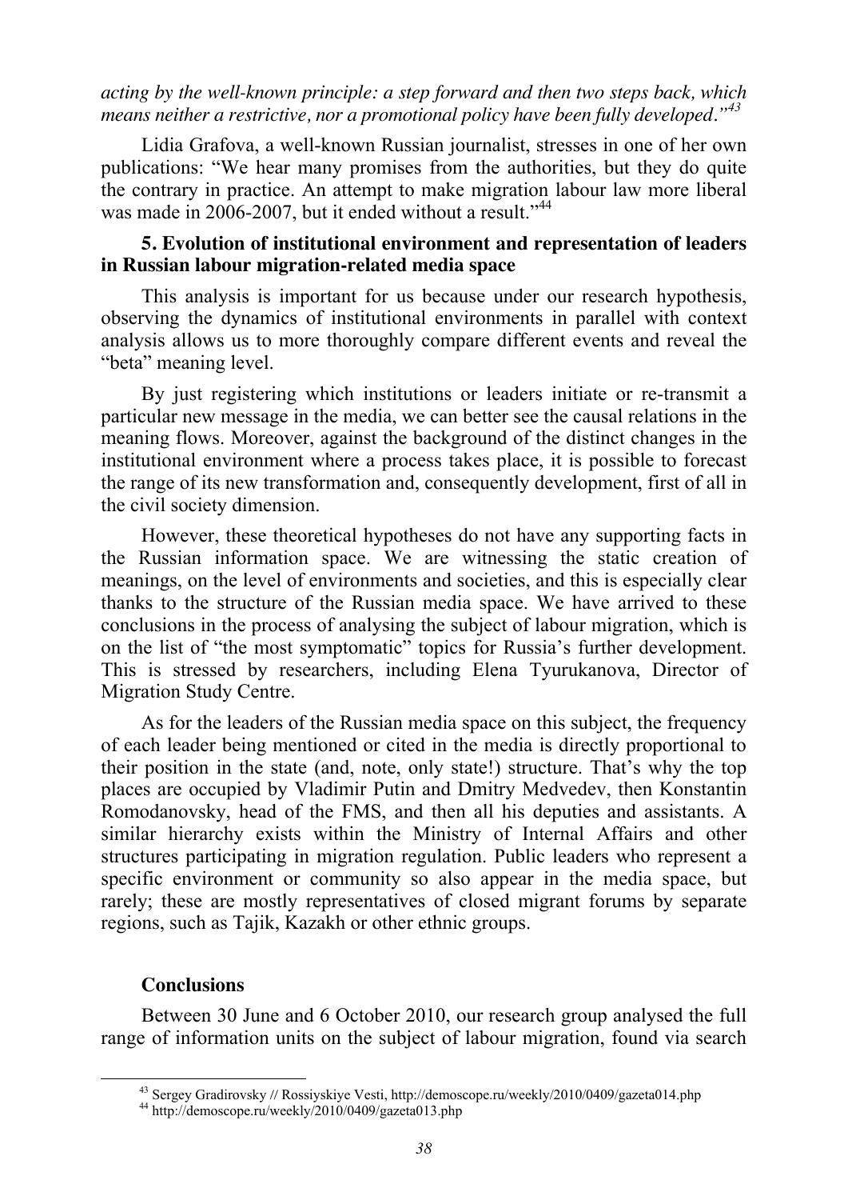*acting by the well-known principle: a step forward and then two steps back, which means neither a restrictive, nor a promotional policy have been fully developed."*[43]

Lidia Grafova, a well-known Russian journalist, stresses in one of her own publications: "We hear many promises from the authorities, but they do quite the contrary in practice. An attempt to make migration labour law more liberal was made in 2006-2007, but it ended without a result."[44]

### 5. Evolution of institutional environment and representation of leaders in Russian labour migration-related media space

This analysis is important for us because under our research hypothesis, observing the dynamics of institutional environments in parallel with context analysis allows us to more thoroughly compare different events and reveal the "beta" meaning level.

By just registering which institutions or leaders initiate or re-transmit a particular new message in the media, we can better see the causal relations in the meaning flows. Moreover, against the background of the distinct changes in the institutional environment where a process takes place, it is possible to forecast the range of its new transformation and, consequently development, first of all in the civil society dimension.

However, these theoretical hypotheses do not have any supporting facts in the Russian information space. We are witnessing the static creation of meanings, on the level of environments and societies, and this is especially clear thanks to the structure of the Russian media space. We have arrived to these conclusions in the process of analysing the subject of labour migration, which is on the list of "the most symptomatic" topics for Russia's further development. This is stressed by researchers, including Elena Tyurukanova, Director of Migration Study Centre.

As for the leaders of the Russian media space on this subject, the frequency of each leader being mentioned or cited in the media is directly proportional to their position in the state (and, note, only state!) structure. That's why the top places are occupied by Vladimir Putin and Dmitry Medvedev, then Konstantin Romodanovsky, head of the FMS, and then all his deputies and assistants. A similar hierarchy exists within the Ministry of Internal Affairs and other structures participating in migration regulation. Public leaders who represent a specific environment or community so also appear in the media space, but rarely; these are mostly representatives of closed migrant forums by separate regions, such as Tajik, Kazakh or other ethnic groups.

### Conclusions

Between 30 June and 6 October 2010, our research group analysed the full range of information units on the subject of labour migration, found via search

---

[43] Sergey Gradirovsky // Rossiyskiye Vesti, http://demoscope.ru/weekly/2010/0409/gazeta014.php

[44] http://demoscope.ru/weekly/2010/0409/gazeta013.php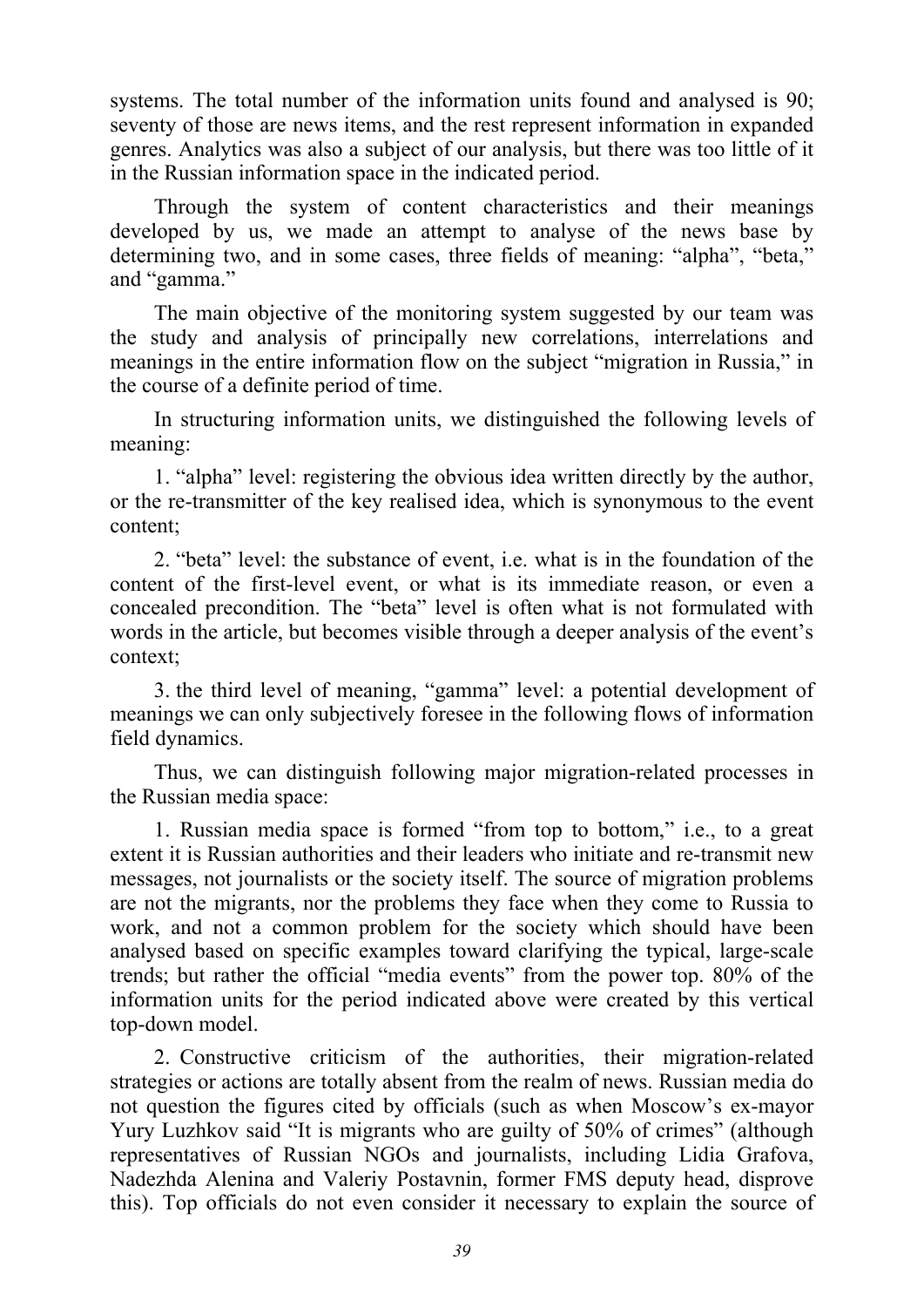systems. The total number of the information units found and analysed is 90; seventy of those are news items, and the rest represent information in expanded genres. Analytics was also a subject of our analysis, but there was too little of it in the Russian information space in the indicated period.

Through the system of content characteristics and their meanings developed by us, we made an attempt to analyse of the news base by determining two, and in some cases, three fields of meaning: "alpha", "beta," and "gamma."

The main objective of the monitoring system suggested by our team was the study and analysis of principally new correlations, interrelations and meanings in the entire information flow on the subject "migration in Russia," in the course of a definite period of time.

In structuring information units, we distinguished the following levels of meaning:

1. "alpha" level: registering the obvious idea written directly by the author, or the re-transmitter of the key realised idea, which is synonymous to the event content;

2. "beta" level: the substance of event, i.e. what is in the foundation of the content of the first-level event, or what is its immediate reason, or even a concealed precondition. The "beta" level is often what is not formulated with words in the article, but becomes visible through a deeper analysis of the event's context;

3. the third level of meaning, "gamma" level: a potential development of meanings we can only subjectively foresee in the following flows of information field dynamics.

Thus, we can distinguish following major migration-related processes in the Russian media space:

1. Russian media space is formed "from top to bottom," i.e., to a great extent it is Russian authorities and their leaders who initiate and re-transmit new messages, not journalists or the society itself. The source of migration problems are not the migrants, nor the problems they face when they come to Russia to work, and not a common problem for the society which should have been analysed based on specific examples toward clarifying the typical, large-scale trends; but rather the official "media events" from the power top. 80% of the information units for the period indicated above were created by this vertical top-down model.

2. Constructive criticism of the authorities, their migration-related strategies or actions are totally absent from the realm of news. Russian media do not question the figures cited by officials (such as when Moscow's ex-mayor Yury Luzhkov said "It is migrants who are guilty of 50% of crimes" (although representatives of Russian NGOs and journalists, including Lidia Grafova, Nadezhda Alenina and Valeriy Postavnin, former FMS deputy head, disprove this). Top officials do not even consider it necessary to explain the source of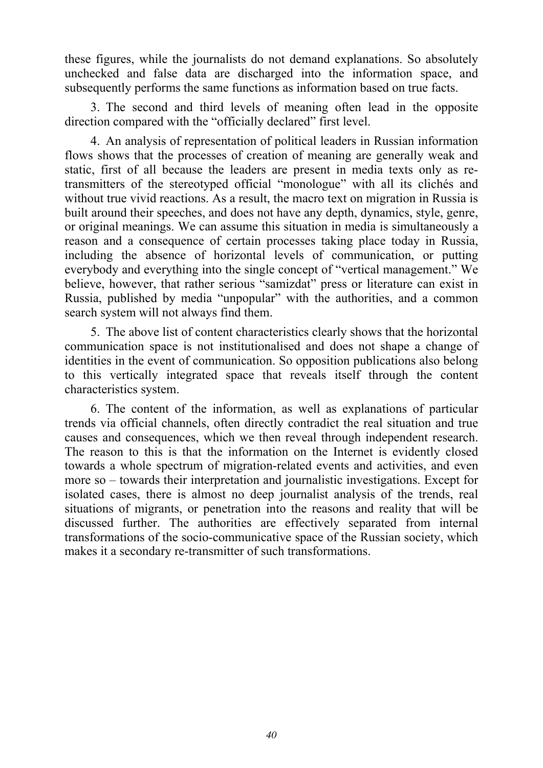these figures, while the journalists do not demand explanations. So absolutely unchecked and false data are discharged into the information space, and subsequently performs the same functions as information based on true facts.

3. The second and third levels of meaning often lead in the opposite direction compared with the "officially declared" first level.

4. An analysis of representation of political leaders in Russian information flows shows that the processes of creation of meaning are generally weak and static, first of all because the leaders are present in media texts only as re-transmitters of the stereotyped official "monologue" with all its clichés and without true vivid reactions. As a result, the macro text on migration in Russia is built around their speeches, and does not have any depth, dynamics, style, genre, or original meanings. We can assume this situation in media is simultaneously a reason and a consequence of certain processes taking place today in Russia, including the absence of horizontal levels of communication, or putting everybody and everything into the single concept of "vertical management." We believe, however, that rather serious "samizdat" press or literature can exist in Russia, published by media "unpopular" with the authorities, and a common search system will not always find them.

5. The above list of content characteristics clearly shows that the horizontal communication space is not institutionalised and does not shape a change of identities in the event of communication. So opposition publications also belong to this vertically integrated space that reveals itself through the content characteristics system.

6. The content of the information, as well as explanations of particular trends via official channels, often directly contradict the real situation and true causes and consequences, which we then reveal through independent research. The reason to this is that the information on the Internet is evidently closed towards a whole spectrum of migration-related events and activities, and even more so – towards their interpretation and journalistic investigations. Except for isolated cases, there is almost no deep journalist analysis of the trends, real situations of migrants, or penetration into the reasons and reality that will be discussed further. The authorities are effectively separated from internal transformations of the socio-communicative space of the Russian society, which makes it a secondary re-transmitter of such transformations.